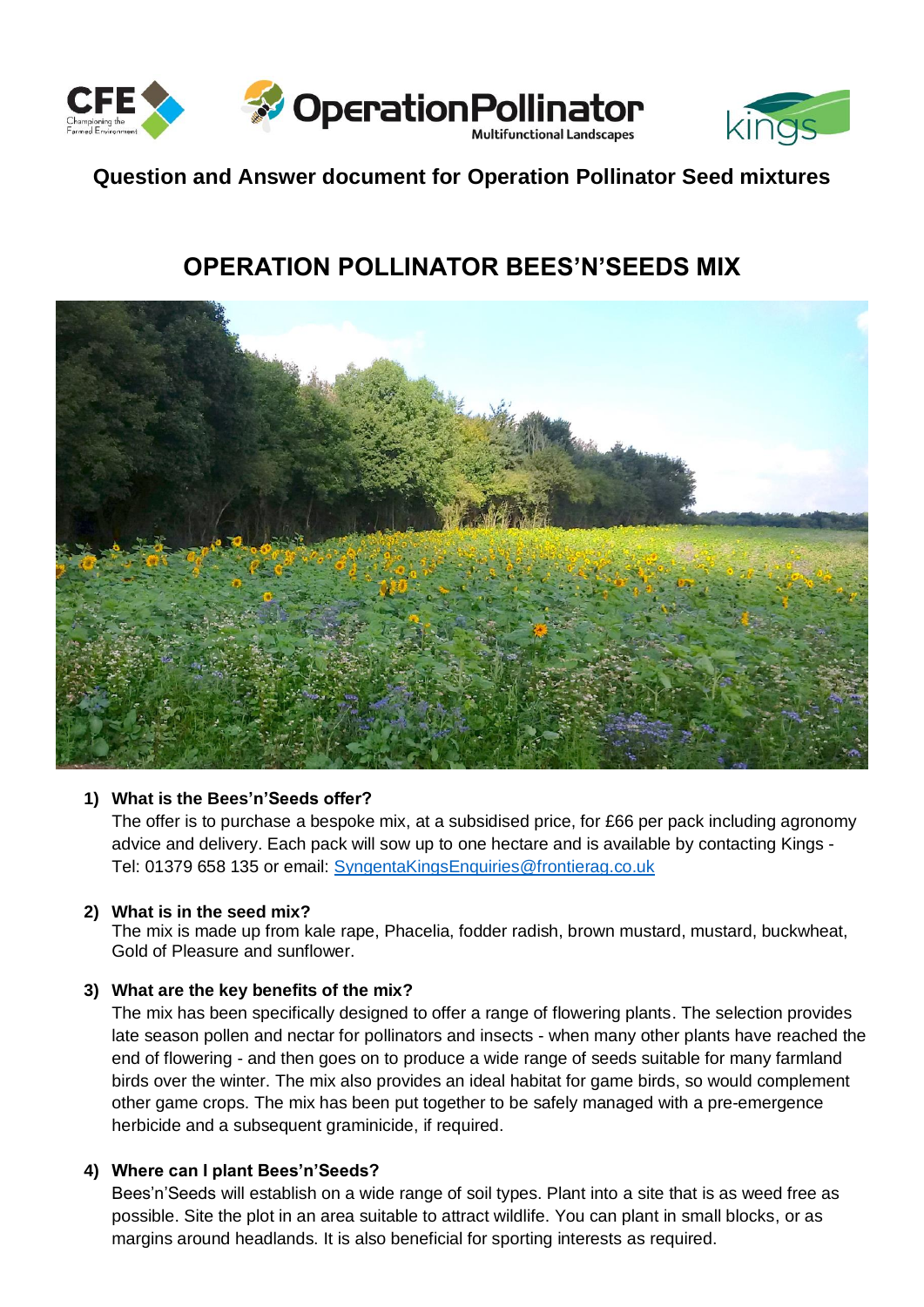**Question and Answer document for Operation Pollinator Seed mixtures**

# OPERATION POLLINATOR BEES'N'SEEDS MIX

1) **What is the Bees'n'Seeds offer?**
   The offer is to purchase a bespoke mix, at a subsidised price, for £66 per pack including agronomy advice and delivery. Each pack will sow up to one hectare and is available by contacting Kings - Tel: 01379 658 135 or email: SyngentaKingsEnquiries@frontierag.co.uk

2) **What is in the seed mix?**
   The mix is made up from kale rape, Phacelia, fodder radish, brown mustard, mustard, buckwheat, Gold of Pleasure and sunflower.

3) **What are the key benefits of the mix?**
   The mix has been specifically designed to offer a range of flowering plants. The selection provides late season pollen and nectar for pollinators and insects - when many other plants have reached the end of flowering - and then goes on to produce a wide range of seeds suitable for many farmland birds over the winter. The mix also provides an ideal habitat for game birds, so would complement other game crops. The mix has been put together to be safely managed with a pre-emergence herbicide and a subsequent graminicide, if required.

4) **Where can I plant Bees'n'Seeds?**
   Bees'n'Seeds will establish on a wide range of soil types. Plant into a site that is as weed free as possible. Site the plot in an area suitable to attract wildlife. You can plant in small blocks, or as margins around headlands. It is also beneficial for sporting interests as required.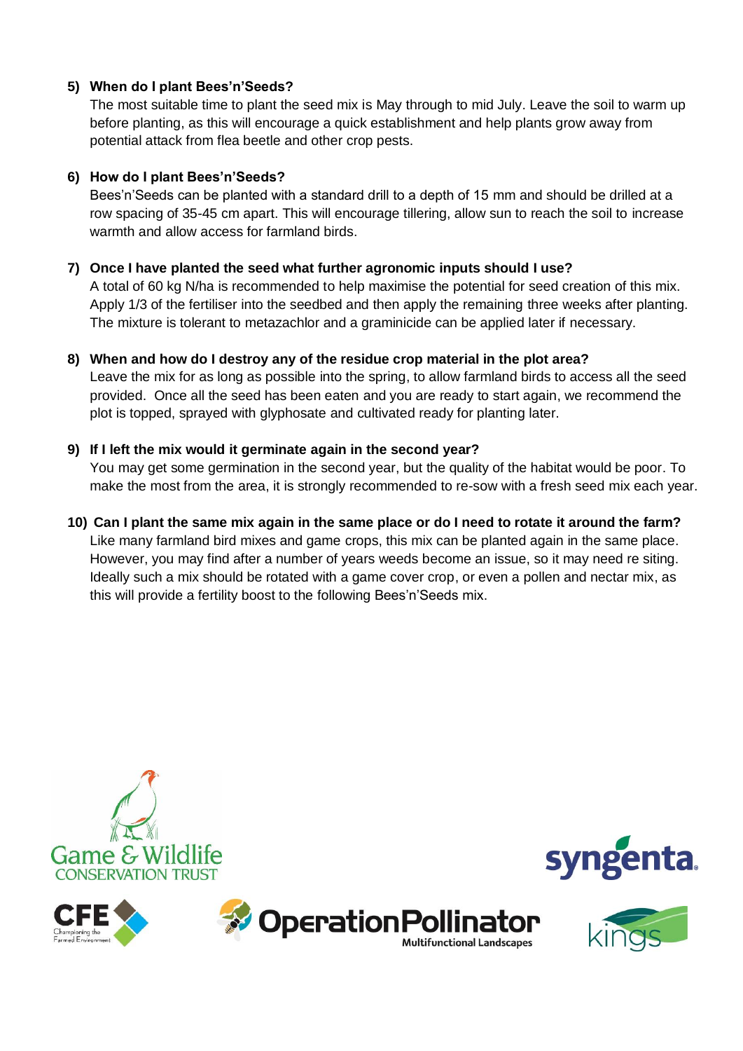5) **When do I plant Bees'n'Seeds?**

   The most suitable time to plant the seed mix is May through to mid July. Leave the soil to warm up before planting, as this will encourage a quick establishment and help plants grow away from potential attack from flea beetle and other crop pests.

6) **How do I plant Bees'n'Seeds?**

   Bees'n'Seeds can be planted with a standard drill to a depth of 15 mm and should be drilled at a row spacing of 35-45 cm apart. This will encourage tillering, allow sun to reach the soil to increase warmth and allow access for farmland birds.

7) **Once I have planted the seed what further agronomic inputs should I use?**

   A total of 60 kg N/ha is recommended to help maximise the potential for seed creation of this mix. Apply 1/3 of the fertiliser into the seedbed and then apply the remaining three weeks after planting. The mixture is tolerant to metazachlor and a graminicide can be applied later if necessary.

8) **When and how do I destroy any of the residue crop material in the plot area?**

   Leave the mix for as long as possible into the spring, to allow farmland birds to access all the seed provided. Once all the seed has been eaten and you are ready to start again, we recommend the plot is topped, sprayed with glyphosate and cultivated ready for planting later.

9) **If I left the mix would it germinate again in the second year?**

   You may get some germination in the second year, but the quality of the habitat would be poor. To make the most from the area, it is strongly recommended to re-sow with a fresh seed mix each year.

10) **Can I plant the same mix again in the same place or do I need to rotate it around the farm?**

    Like many farmland bird mixes and game crops, this mix can be planted again in the same place. However, you may find after a number of years weeds become an issue, so it may need re siting. Ideally such a mix should be rotated with a game cover crop, or even a pollen and nectar mix, as this will provide a fertility boost to the following Bees'n'Seeds mix.

Game & Wildlife CONSERVATION TRUST

syngenta

CFE Championing the Farmed Environment

OperationPollinator Multifunctional Landscapes

kings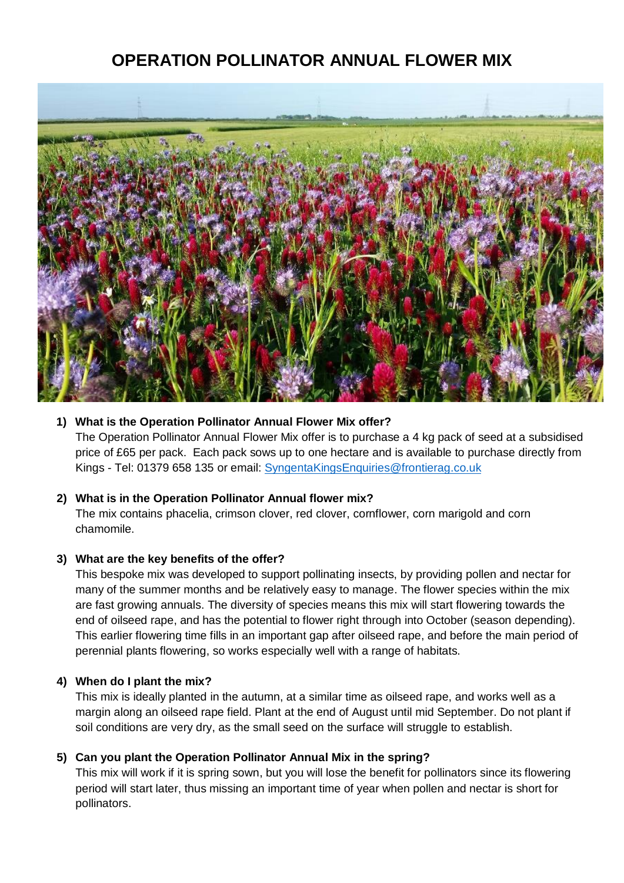# OPERATION POLLINATOR ANNUAL FLOWER MIX

1) **What is the Operation Pollinator Annual Flower Mix offer?**
   The Operation Pollinator Annual Flower Mix offer is to purchase a 4 kg pack of seed at a subsidised price of £65 per pack. Each pack sows up to one hectare and is available to purchase directly from Kings - Tel: 01379 658 135 or email: [SyngentaKingsEnquiries@frontierag.co.uk](mailto:SyngentaKingsEnquiries@frontierag.co.uk)

2) **What is in the Operation Pollinator Annual flower mix?**
   The mix contains phacelia, crimson clover, red clover, cornflower, corn marigold and corn chamomile.

3) **What are the key benefits of the offer?**
   This bespoke mix was developed to support pollinating insects, by providing pollen and nectar for many of the summer months and be relatively easy to manage. The flower species within the mix are fast growing annuals. The diversity of species means this mix will start flowering towards the end of oilseed rape, and has the potential to flower right through into October (season depending). This earlier flowering time fills in an important gap after oilseed rape, and before the main period of perennial plants flowering, so works especially well with a range of habitats.

4) **When do I plant the mix?**
   This mix is ideally planted in the autumn, at a similar time as oilseed rape, and works well as a margin along an oilseed rape field. Plant at the end of August until mid September. Do not plant if soil conditions are very dry, as the small seed on the surface will struggle to establish.

5) **Can you plant the Operation Pollinator Annual Mix in the spring?**
   This mix will work if it is spring sown, but you will lose the benefit for pollinators since its flowering period will start later, thus missing an important time of year when pollen and nectar is short for pollinators.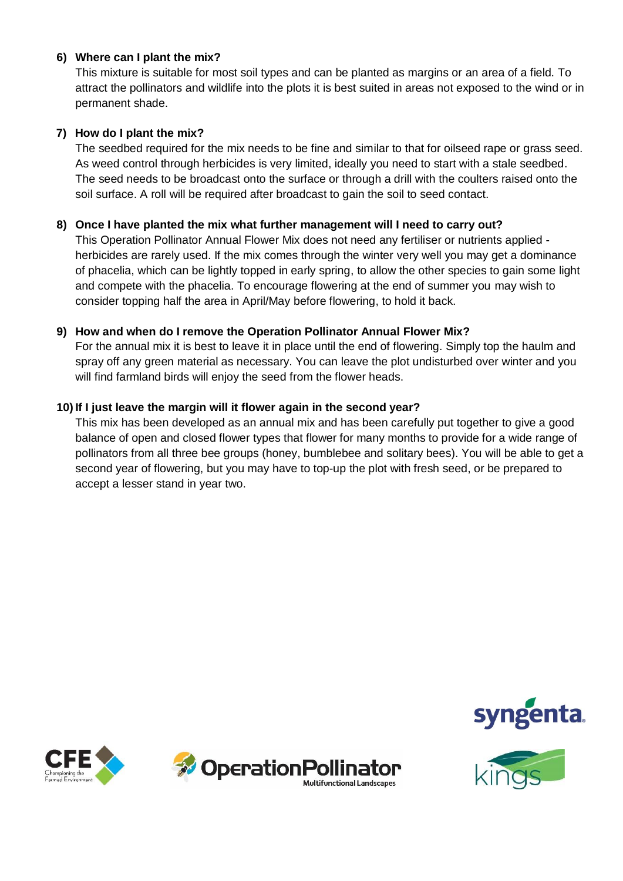**6) Where can I plant the mix?**

This mixture is suitable for most soil types and can be planted as margins or an area of a field. To attract the pollinators and wildlife into the plots it is best suited in areas not exposed to the wind or in permanent shade.

**7) How do I plant the mix?**

The seedbed required for the mix needs to be fine and similar to that for oilseed rape or grass seed. As weed control through herbicides is very limited, ideally you need to start with a stale seedbed. The seed needs to be broadcast onto the surface or through a drill with the coulters raised onto the soil surface. A roll will be required after broadcast to gain the soil to seed contact.

**8) Once I have planted the mix what further management will I need to carry out?**

This Operation Pollinator Annual Flower Mix does not need any fertiliser or nutrients applied - herbicides are rarely used. If the mix comes through the winter very well you may get a dominance of phacelia, which can be lightly topped in early spring, to allow the other species to gain some light and compete with the phacelia. To encourage flowering at the end of summer you may wish to consider topping half the area in April/May before flowering, to hold it back.

**9) How and when do I remove the Operation Pollinator Annual Flower Mix?**

For the annual mix it is best to leave it in place until the end of flowering. Simply top the haulm and spray off any green material as necessary. You can leave the plot undisturbed over winter and you will find farmland birds will enjoy the seed from the flower heads.

**10) If I just leave the margin will it flower again in the second year?**

This mix has been developed as an annual mix and has been carefully put together to give a good balance of open and closed flower types that flower for many months to provide for a wide range of pollinators from all three bee groups (honey, bumblebee and solitary bees). You will be able to get a second year of flowering, but you may have to top-up the plot with fresh seed, or be prepared to accept a lesser stand in year two.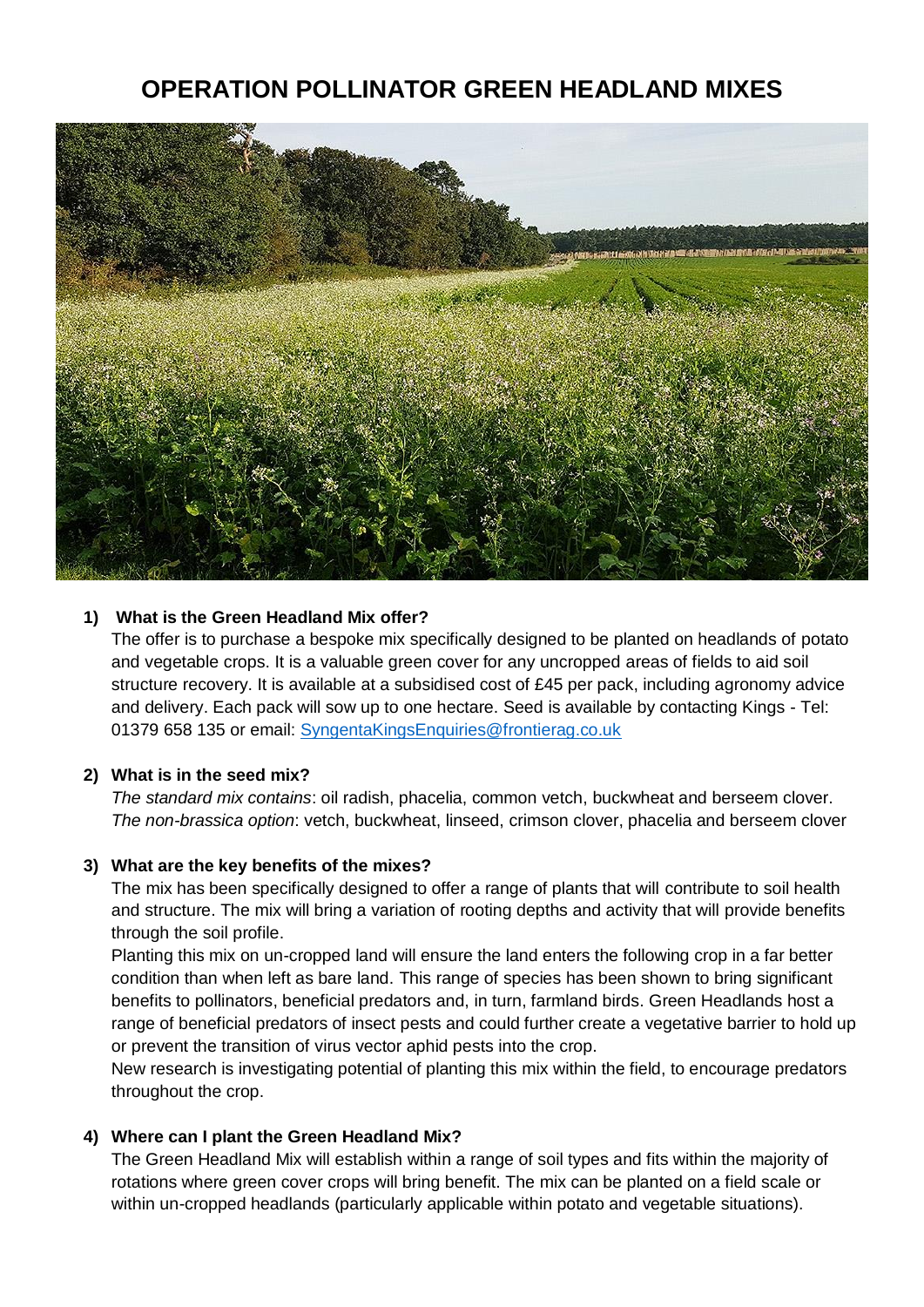# OPERATION POLLINATOR GREEN HEADLAND MIXES

## 1) What is the Green Headland Mix offer?

The offer is to purchase a bespoke mix specifically designed to be planted on headlands of potato and vegetable crops. It is a valuable green cover for any uncropped areas of fields to aid soil structure recovery. It is available at a subsidised cost of £45 per pack, including agronomy advice and delivery. Each pack will sow up to one hectare. Seed is available by contacting Kings - Tel: 01379 658 135 or email: SyngentaKingsEnquiries@frontierag.co.uk

## 2) What is in the seed mix?

*The standard mix contains*: oil radish, phacelia, common vetch, buckwheat and berseem clover.
*The non-brassica option*: vetch, buckwheat, linseed, crimson clover, phacelia and berseem clover

## 3) What are the key benefits of the mixes?

The mix has been specifically designed to offer a range of plants that will contribute to soil health and structure. The mix will bring a variation of rooting depths and activity that will provide benefits through the soil profile.

Planting this mix on un-cropped land will ensure the land enters the following crop in a far better condition than when left as bare land. This range of species has been shown to bring significant benefits to pollinators, beneficial predators and, in turn, farmland birds. Green Headlands host a range of beneficial predators of insect pests and could further create a vegetative barrier to hold up or prevent the transition of virus vector aphid pests into the crop.

New research is investigating potential of planting this mix within the field, to encourage predators throughout the crop.

## 4) Where can I plant the Green Headland Mix?

The Green Headland Mix will establish within a range of soil types and fits within the majority of rotations where green cover crops will bring benefit. The mix can be planted on a field scale or within un-cropped headlands (particularly applicable within potato and vegetable situations).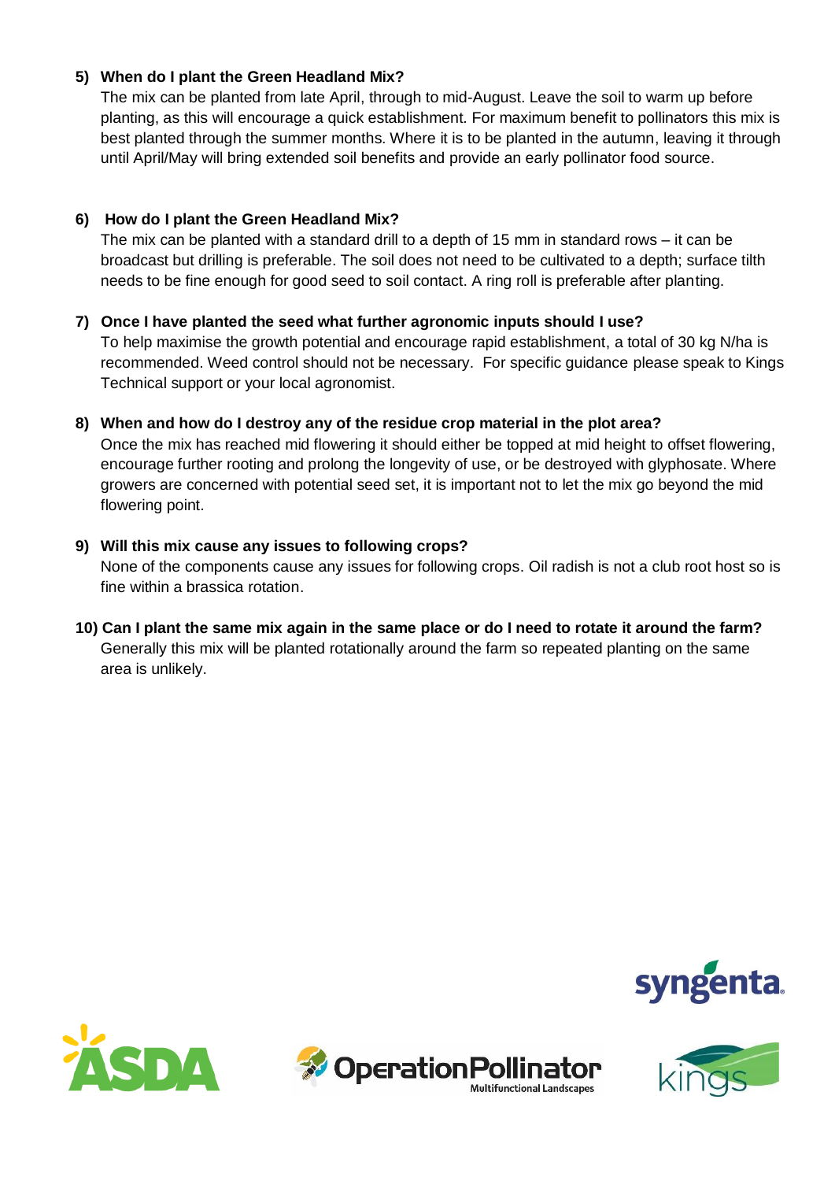5) **When do I plant the Green Headland Mix?**

   The mix can be planted from late April, through to mid-August. Leave the soil to warm up before planting, as this will encourage a quick establishment. For maximum benefit to pollinators this mix is best planted through the summer months. Where it is to be planted in the autumn, leaving it through until April/May will bring extended soil benefits and provide an early pollinator food source.

6) **How do I plant the Green Headland Mix?**

   The mix can be planted with a standard drill to a depth of 15 mm in standard rows – it can be broadcast but drilling is preferable. The soil does not need to be cultivated to a depth; surface tilth needs to be fine enough for good seed to soil contact. A ring roll is preferable after planting.

7) **Once I have planted the seed what further agronomic inputs should I use?**

   To help maximise the growth potential and encourage rapid establishment, a total of 30 kg N/ha is recommended. Weed control should not be necessary. For specific guidance please speak to Kings Technical support or your local agronomist.

8) **When and how do I destroy any of the residue crop material in the plot area?**

   Once the mix has reached mid flowering it should either be topped at mid height to offset flowering, encourage further rooting and prolong the longevity of use, or be destroyed with glyphosate. Where growers are concerned with potential seed set, it is important not to let the mix go beyond the mid flowering point.

9) **Will this mix cause any issues to following crops?**

   None of the components cause any issues for following crops. Oil radish is not a club root host so is fine within a brassica rotation.

10) **Can I plant the same mix again in the same place or do I need to rotate it around the farm?**

    Generally this mix will be planted rotationally around the farm so repeated planting on the same area is unlikely.

syngenta

ASDA

Operation Pollinator
Multifunctional Landscapes

kings